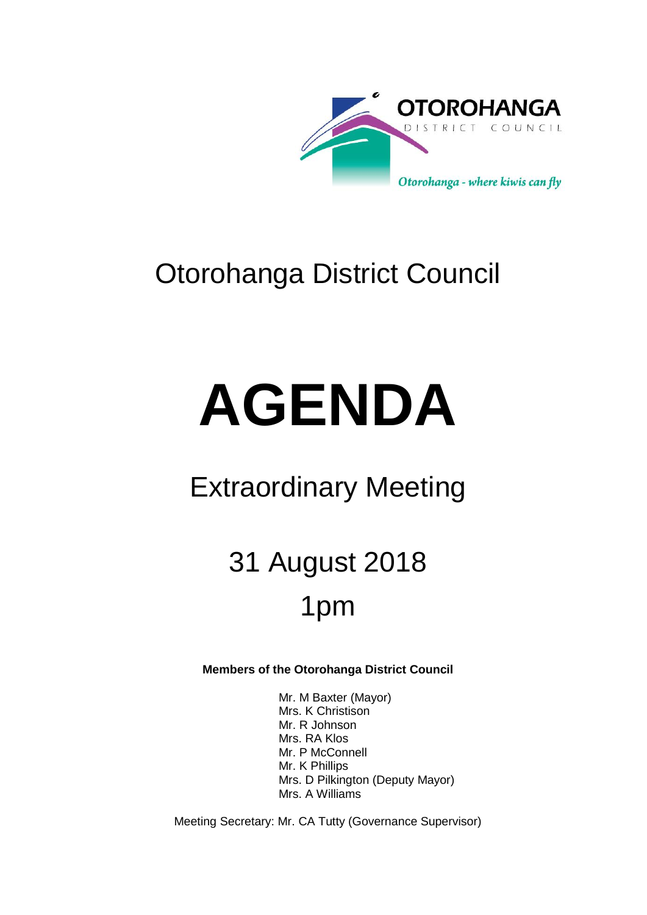OTOROHANGA
DISTRICT COUNCIL

*Otorohanga - where kiwis can fly*

# Otorohanga District Council

# AGENDA

## Extraordinary Meeting

## 31 August 2018

## 1pm

**Members of the Otorohanga District Council**

Mr. M Baxter (Mayor)
Mrs. K Christison
Mr. R Johnson
Mrs. RA Klos
Mr. P McConnell
Mr. K Phillips
Mrs. D Pilkington (Deputy Mayor)
Mrs. A Williams

Meeting Secretary: Mr. CA Tutty (Governance Supervisor)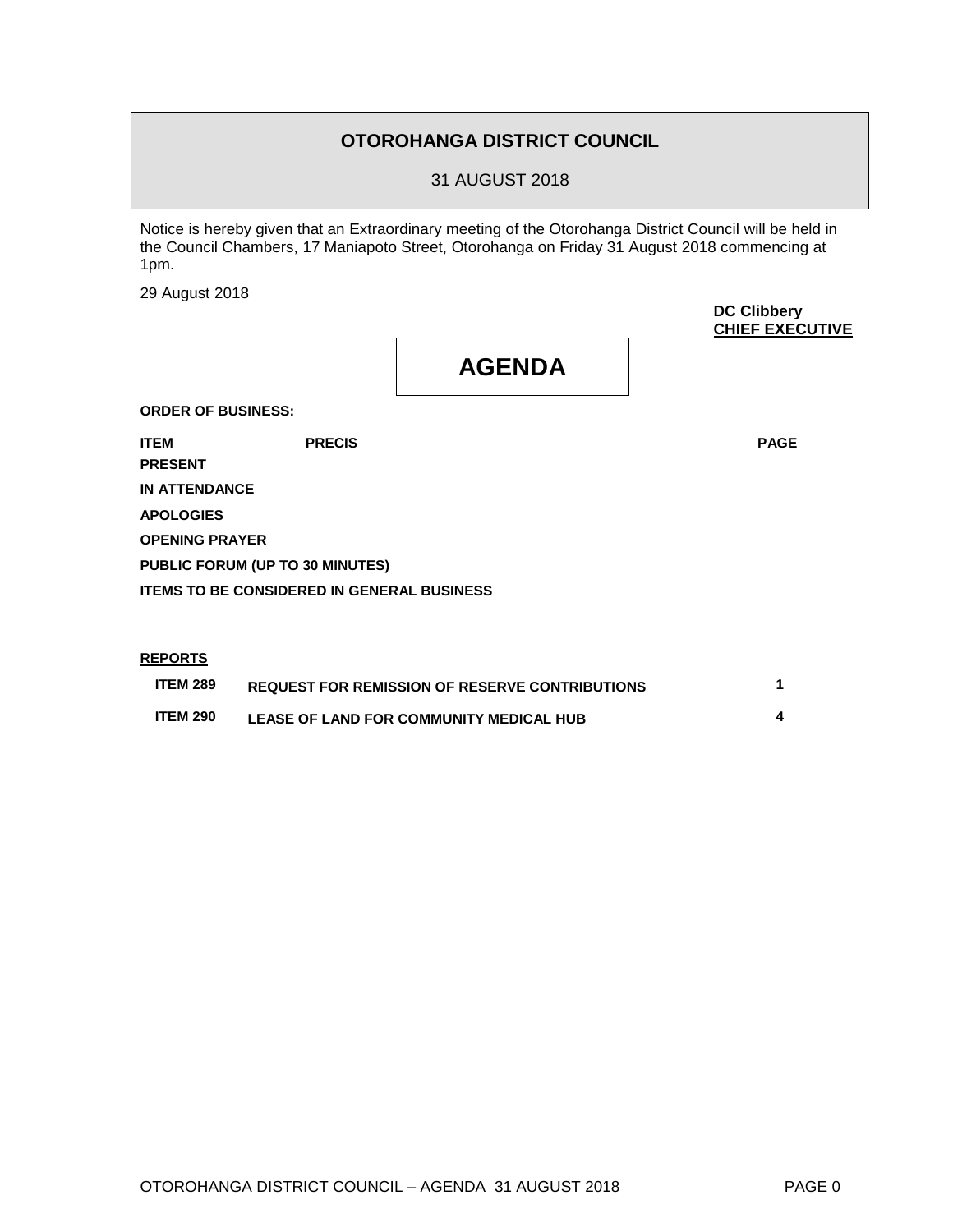# OTOROHANGA DISTRICT COUNCIL

31 AUGUST 2018

Notice is hereby given that an Extraordinary meeting of the Otorohanga District Council will be held in the Council Chambers, 17 Maniapoto Street, Otorohanga on Friday 31 August 2018 commencing at 1pm.

29 August 2018

**DC Clibbery**
**CHIEF EXECUTIVE**

## AGENDA

**ORDER OF BUSINESS:**

| ITEM | PRECIS | PAGE |
|---|---|---|

**PRESENT**

**IN ATTENDANCE**

**APOLOGIES**

**OPENING PRAYER**

**PUBLIC FORUM (UP TO 30 MINUTES)**

**ITEMS TO BE CONSIDERED IN GENERAL BUSINESS**

**REPORTS**

| | | |
|---|---|---|
| **ITEM 289** | **REQUEST FOR REMISSION OF RESERVE CONTRIBUTIONS** | **1** |
| **ITEM 290** | **LEASE OF LAND FOR COMMUNITY MEDICAL HUB** | **4** |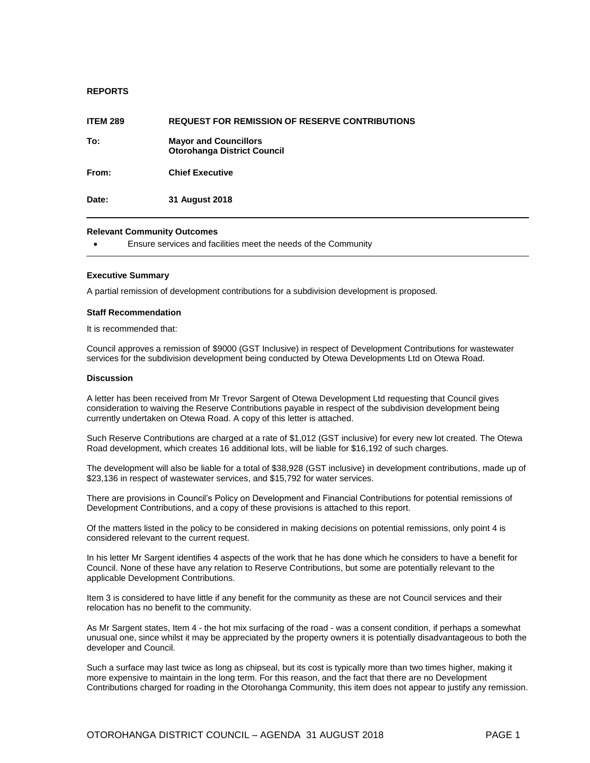**REPORTS**

| | |
|---|---|
| **ITEM 289** | **REQUEST FOR REMISSION OF RESERVE CONTRIBUTIONS** |
| **To:** | **Mayor and Councillors**<br>**Otorohanga District Council** |
| **From:** | **Chief Executive** |
| **Date:** | **31 August 2018** |

**Relevant Community Outcomes**

- Ensure services and facilities meet the needs of the Community

**Executive Summary**

A partial remission of development contributions for a subdivision development is proposed.

**Staff Recommendation**

It is recommended that:

Council approves a remission of $9000 (GST Inclusive) in respect of Development Contributions for wastewater services for the subdivision development being conducted by Otewa Developments Ltd on Otewa Road.

**Discussion**

A letter has been received from Mr Trevor Sargent of Otewa Development Ltd requesting that Council gives consideration to waiving the Reserve Contributions payable in respect of the subdivision development being currently undertaken on Otewa Road. A copy of this letter is attached.

Such Reserve Contributions are charged at a rate of $1,012 (GST inclusive) for every new lot created. The Otewa Road development, which creates 16 additional lots, will be liable for $16,192 of such charges.

The development will also be liable for a total of $38,928 (GST inclusive) in development contributions, made up of $23,136 in respect of wastewater services, and $15,792 for water services.

There are provisions in Council's Policy on Development and Financial Contributions for potential remissions of Development Contributions, and a copy of these provisions is attached to this report.

Of the matters listed in the policy to be considered in making decisions on potential remissions, only point 4 is considered relevant to the current request.

In his letter Mr Sargent identifies 4 aspects of the work that he has done which he considers to have a benefit for Council. None of these have any relation to Reserve Contributions, but some are potentially relevant to the applicable Development Contributions.

Item 3 is considered to have little if any benefit for the community as these are not Council services and their relocation has no benefit to the community.

As Mr Sargent states, Item 4 - the hot mix surfacing of the road - was a consent condition, if perhaps a somewhat unusual one, since whilst it may be appreciated by the property owners it is potentially disadvantageous to both the developer and Council.

Such a surface may last twice as long as chipseal, but its cost is typically more than two times higher, making it more expensive to maintain in the long term. For this reason, and the fact that there are no Development Contributions charged for roading in the Otorohanga Community, this item does not appear to justify any remission.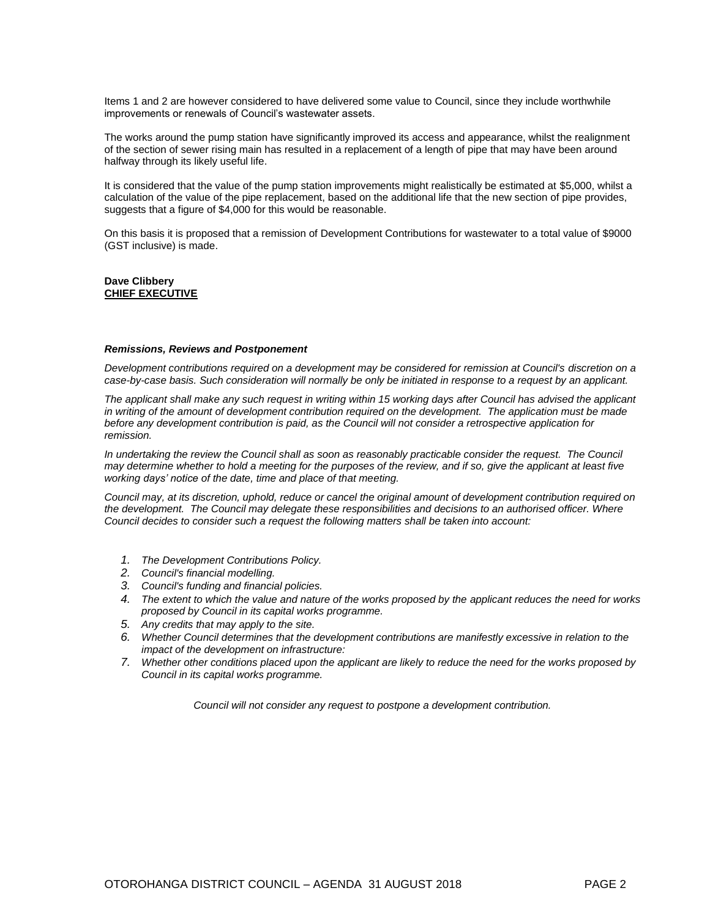Items 1 and 2 are however considered to have delivered some value to Council, since they include worthwhile improvements or renewals of Council's wastewater assets.

The works around the pump station have significantly improved its access and appearance, whilst the realignment of the section of sewer rising main has resulted in a replacement of a length of pipe that may have been around halfway through its likely useful life.

It is considered that the value of the pump station improvements might realistically be estimated at $5,000, whilst a calculation of the value of the pipe replacement, based on the additional life that the new section of pipe provides, suggests that a figure of $4,000 for this would be reasonable.

On this basis it is proposed that a remission of Development Contributions for wastewater to a total value of $9000 (GST inclusive) is made.

**Dave Clibbery**
**CHIEF EXECUTIVE**

***Remissions, Reviews and Postponement***

*Development contributions required on a development may be considered for remission at Council's discretion on a case-by-case basis. Such consideration will normally be only be initiated in response to a request by an applicant.*

*The applicant shall make any such request in writing within 15 working days after Council has advised the applicant in writing of the amount of development contribution required on the development. The application must be made before any development contribution is paid, as the Council will not consider a retrospective application for remission.*

*In undertaking the review the Council shall as soon as reasonably practicable consider the request. The Council may determine whether to hold a meeting for the purposes of the review, and if so, give the applicant at least five working days' notice of the date, time and place of that meeting.*

*Council may, at its discretion, uphold, reduce or cancel the original amount of development contribution required on the development. The Council may delegate these responsibilities and decisions to an authorised officer. Where Council decides to consider such a request the following matters shall be taken into account:*

1. *The Development Contributions Policy.*
2. *Council's financial modelling.*
3. *Council's funding and financial policies.*
4. *The extent to which the value and nature of the works proposed by the applicant reduces the need for works proposed by Council in its capital works programme.*
5. *Any credits that may apply to the site.*
6. *Whether Council determines that the development contributions are manifestly excessive in relation to the impact of the development on infrastructure:*
7. *Whether other conditions placed upon the applicant are likely to reduce the need for the works proposed by Council in its capital works programme.*

*Council will not consider any request to postpone a development contribution.*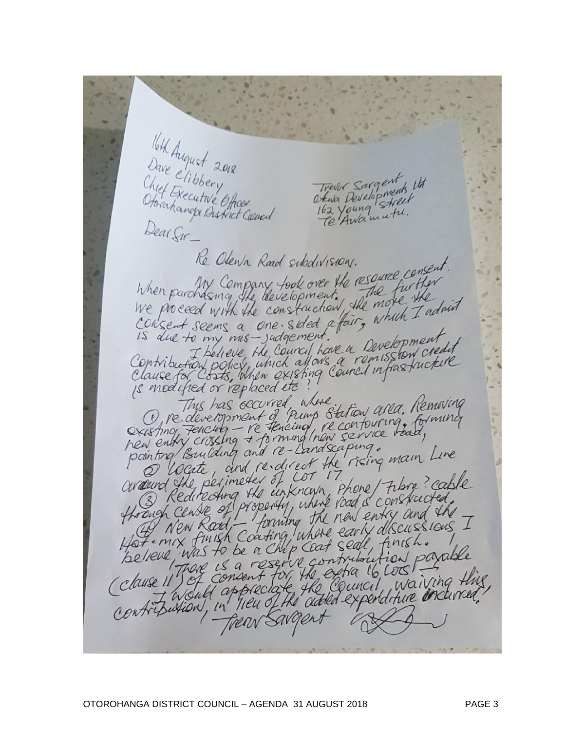16th August 2018

Dave Clibbery
Chief Executive Officer
Otorohanga District Council

Trevor Sargent
Otewa Developments Ltd
162 Young Street
Te Awamutu.

Dear Sir –

Re Otewa Road subdivision.

My Company took over the resource consent when purchasing the development. The further we proceed with the construction, the more the consent seems a one-sided affair, which I admit is due to my mis-judgement.

I believe, the Council have a Development Contribution policy, which allows a remission credit clause for costs, when existing Council infrastructure is modified or replaced etc?

This has occurred, where.

① re-development of Pump Station area. Removing existing fencing – re fencing, re contouring, forming new entry crossing & forming new service road, painting building and re-landscaping.

② Locate, and re-direct the rising main line around the perimeter of Lot 17.

③ Redirecting the unknown, Phone/Fibre? cable through centre of property, where road is constructed.

④ New Road, – forming the new entry and the Hot-mix finish coating where early discussions I believe, was to be a Chip Coat seal, finish.

There is a reserve contribution payable (clause 11) of consent for, the extra 16 Lots! – I would appreciate, the Council, waiving this, contribution, in lieu of the added expenditure incurred!

Trevor Sargent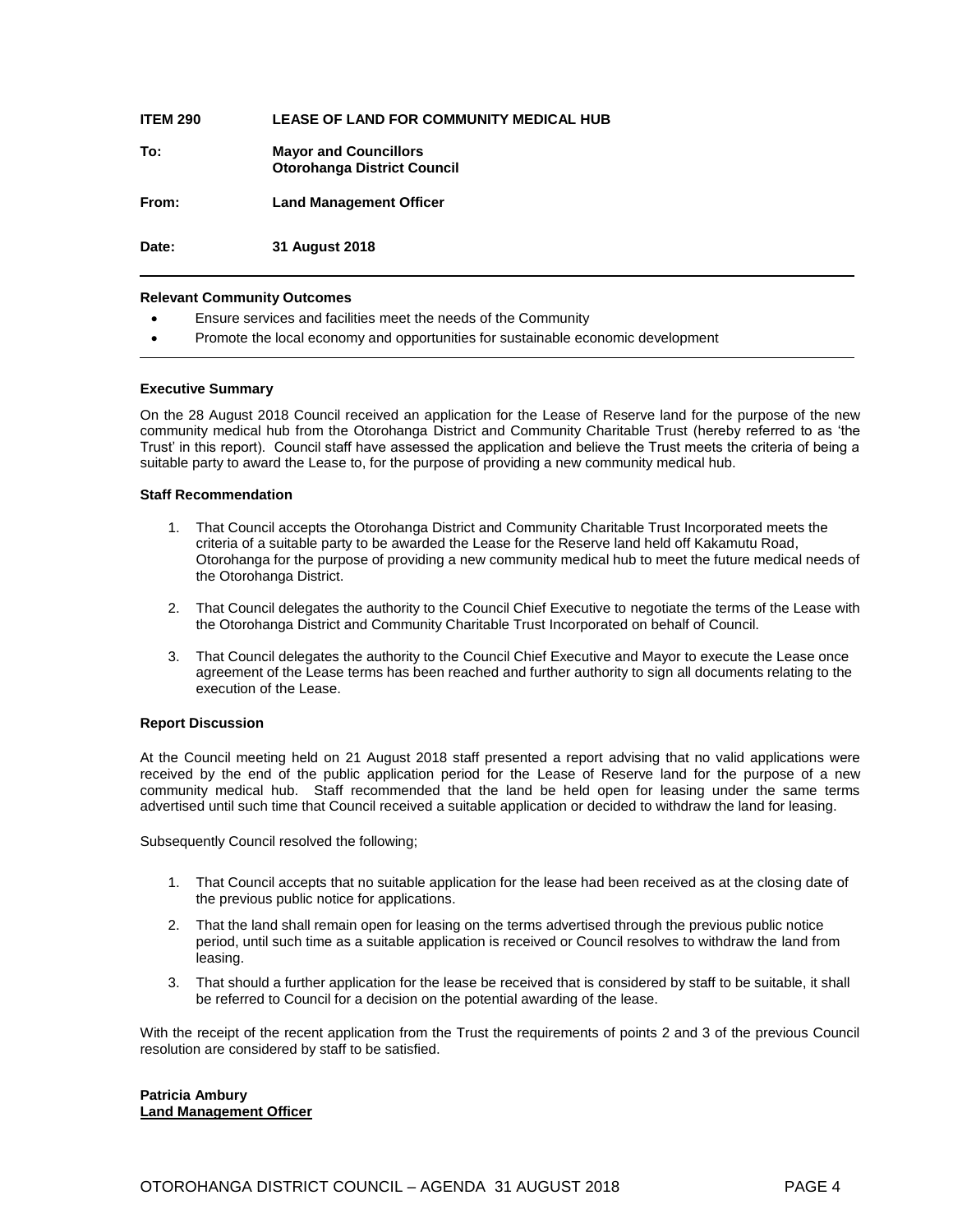**ITEM 290 LEASE OF LAND FOR COMMUNITY MEDICAL HUB**

**To:** **Mayor and Councillors**
**Otorohanga District Council**

**From:** **Land Management Officer**

**Date:** **31 August 2018**

---

**Relevant Community Outcomes**

- Ensure services and facilities meet the needs of the Community
- Promote the local economy and opportunities for sustainable economic development

---

**Executive Summary**

On the 28 August 2018 Council received an application for the Lease of Reserve land for the purpose of the new community medical hub from the Otorohanga District and Community Charitable Trust (hereby referred to as 'the Trust' in this report). Council staff have assessed the application and believe the Trust meets the criteria of being a suitable party to award the Lease to, for the purpose of providing a new community medical hub.

**Staff Recommendation**

1. That Council accepts the Otorohanga District and Community Charitable Trust Incorporated meets the criteria of a suitable party to be awarded the Lease for the Reserve land held off Kakamutu Road, Otorohanga for the purpose of providing a new community medical hub to meet the future medical needs of the Otorohanga District.
2. That Council delegates the authority to the Council Chief Executive to negotiate the terms of the Lease with the Otorohanga District and Community Charitable Trust Incorporated on behalf of Council.
3. That Council delegates the authority to the Council Chief Executive and Mayor to execute the Lease once agreement of the Lease terms has been reached and further authority to sign all documents relating to the execution of the Lease.

**Report Discussion**

At the Council meeting held on 21 August 2018 staff presented a report advising that no valid applications were received by the end of the public application period for the Lease of Reserve land for the purpose of a new community medical hub. Staff recommended that the land be held open for leasing under the same terms advertised until such time that Council received a suitable application or decided to withdraw the land for leasing.

Subsequently Council resolved the following;

1. That Council accepts that no suitable application for the lease had been received as at the closing date of the previous public notice for applications.
2. That the land shall remain open for leasing on the terms advertised through the previous public notice period, until such time as a suitable application is received or Council resolves to withdraw the land from leasing.
3. That should a further application for the lease be received that is considered by staff to be suitable, it shall be referred to Council for a decision on the potential awarding of the lease.

With the receipt of the recent application from the Trust the requirements of points 2 and 3 of the previous Council resolution are considered by staff to be satisfied.

**Patricia Ambury**
**Land Management Officer**